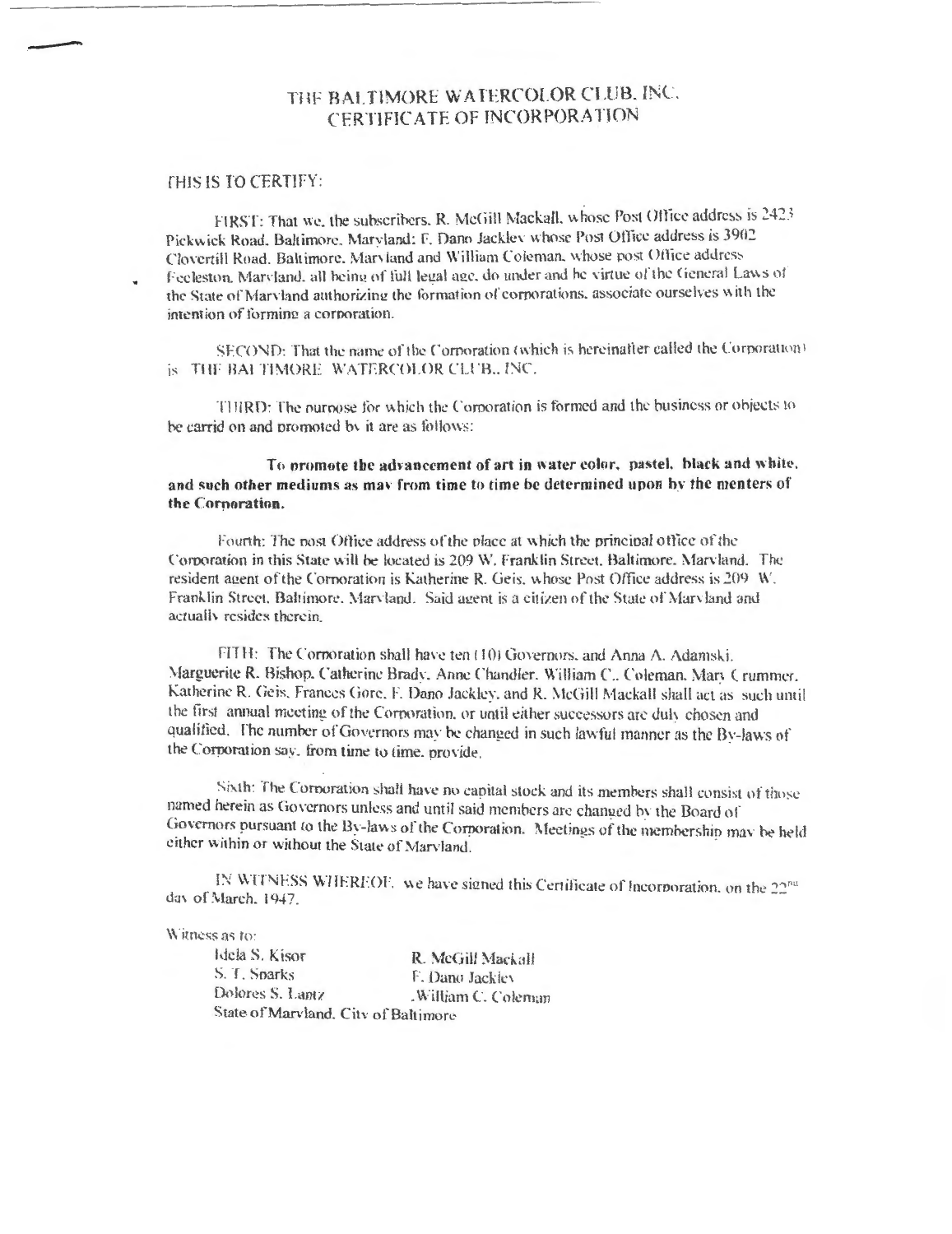# THE BALTIMORE WATERCOLOR CLUB, INC.
# CERTIFICATE OF INCORPORATION

THIS IS TO CERTIFY:

FIRST: That we, the subscribers, R. McGill Mackall, whose Post Office address is 2423 Pickwick Road, Baltimore, Maryland; F. Dano Jackley whose Post Office address is 3902 Clovertill Road, Baltimore, Maryland and William Coleman, whose post Office address Eccleston, Maryland, all being of full legal age, do under and be virtue of the General Laws of the State of Maryland authorizing the formation of corporations, associate ourselves with the intention of forming a corporation.

SECOND: That the name of the Corporation (which is hereinafter called the Corporation) is THE BALTIMORE WATERCOLOR CLUB., INC.

THIRD: The purpose for which the Corporation is formed and the business or objects to be carrid on and promoted by it are as follows:

**To promote the advancement of art in water color, pastel, black and white, and such other mediums as may from time to time be determined upon by the menters of the Corporation.**

Fourth: The post Office address of the place at which the principal office of the Corporation in this State will be located is 209 W. Franklin Street, Baltimore, Maryland. The resident agent of the Corporation is Katherine R. Geis, whose Post Office address is 209 W. Franklin Street, Baltimore, Maryland. Said agent is a citizen of the State of Maryland and actually resides therein.

FITH: The Corporation shall have ten (10) Governors, and Anna A. Adamski, Marguerite R. Bishop, Catherine Brady, Anne Chandler, William C., Coleman, Mary Crummer, Katherine R. Geis, Frances Gore, F. Dano Jackley, and R. McGill Mackall shall act as such until the first annual meeting of the Corporation, or until either successors are duly chosen and qualified. The number of Governors may be changed in such lawful manner as the By-laws of the Corporation say, from time to time, provide.

Sixth: The Corporation shall have no capital stock and its members shall consist of those named herein as Governors unless and until said members are changed by the Board of Governors pursuant to the By-laws of the Corporation. Meetings of the membership may be held either within or without the State of Maryland.

IN WITNESS WHEREOF, we have signed this Certificate of Incorporation, on the 22nd day of March, 1947.

Witness as to:

| | |
|---|---|
| Idela S. Kisor | R. McGill Mackall |
| S. T. Sparks | F. Dano Jackley |
| Dolores S. Lantz | William C. Coleman |

State of Maryland, City of Baltimore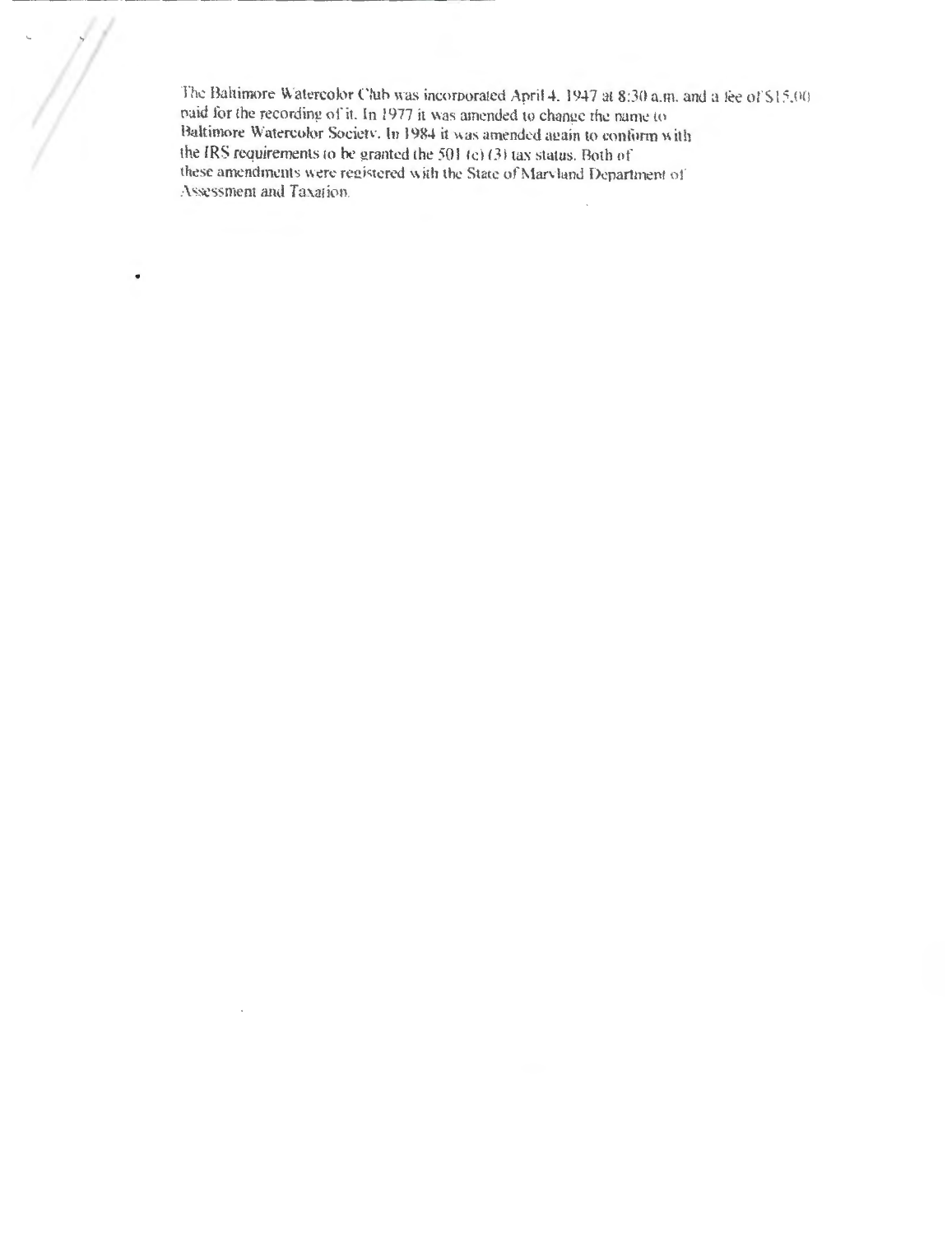The Baltimore Watercolor Club was incorporated April 4. 1947 at 8:30 a.m. and a fee of $15.00 paid for the recording of it. In 1977 it was amended to change the name to Baltimore Watercolor Society. In 1984 it was amended again to conform with the IRS requirements to be granted the 501 (c) (3) tax status. Both of these amendments were registered with the State of Maryland Department of Assessment and Taxation.